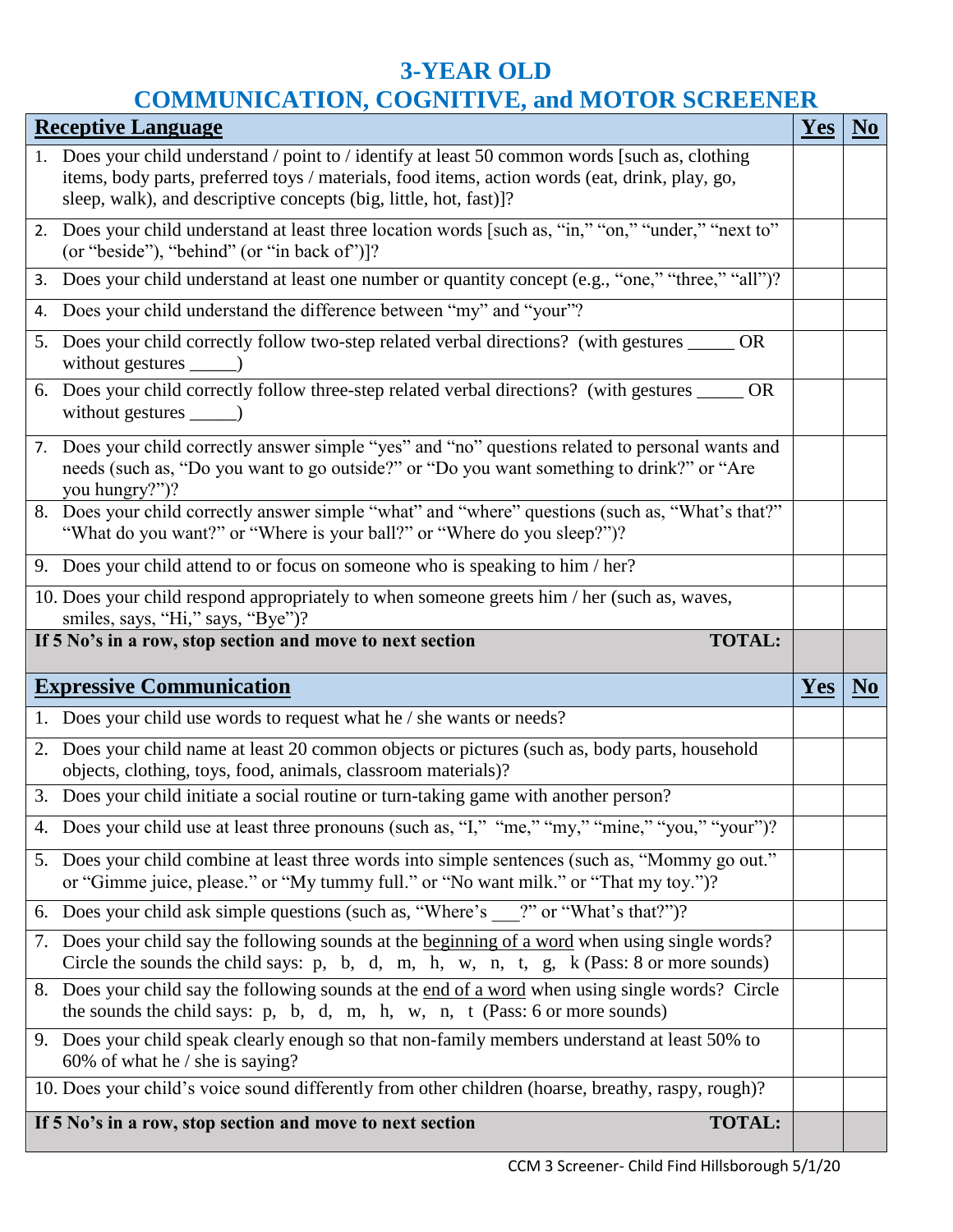# 3-YEAR OLD
# COMMUNICATION, COGNITIVE, and MOTOR SCREENER

| **Receptive Language** | **Yes** | **No** |
|---|---|---|
| 1. Does your child understand / point to / identify at least 50 common words [such as, clothing items, body parts, preferred toys / materials, food items, action words (eat, drink, play, go, sleep, walk), and descriptive concepts (big, little, hot, fast)]? | | |
| 2. Does your child understand at least three location words [such as, "in," "on," "under," "next to" (or "beside"), "behind" (or "in back of")]? | | |
| 3. Does your child understand at least one number or quantity concept (e.g., "one," "three," "all")? | | |
| 4. Does your child understand the difference between "my" and "your"? | | |
| 5. Does your child correctly follow two-step related verbal directions? (with gestures _____ OR without gestures _____) | | |
| 6. Does your child correctly follow three-step related verbal directions? (with gestures _____ OR without gestures _____) | | |
| 7. Does your child correctly answer simple "yes" and "no" questions related to personal wants and needs (such as, "Do you want to go outside?" or "Do you want something to drink?" or "Are you hungry?")? | | |
| 8. Does your child correctly answer simple "what" and "where" questions (such as, "What's that?" "What do you want?" or "Where is your ball?" or "Where do you sleep?")? | | |
| 9. Does your child attend to or focus on someone who is speaking to him / her? | | |
| 10. Does your child respond appropriately to when someone greets him / her (such as, waves, smiles, says, "Hi," says, "Bye")? | | |
| **If 5 No's in a row, stop section and move to next section** **TOTAL:** | | |

| **Expressive Communication** | **Yes** | **No** |
|---|---|---|
| 1. Does your child use words to request what he / she wants or needs? | | |
| 2. Does your child name at least 20 common objects or pictures (such as, body parts, household objects, clothing, toys, food, animals, classroom materials)? | | |
| 3. Does your child initiate a social routine or turn-taking game with another person? | | |
| 4. Does your child use at least three pronouns (such as, "I," "me," "my," "mine," "you," "your")? | | |
| 5. Does your child combine at least three words into simple sentences (such as, "Mommy go out." or "Gimme juice, please." or "My tummy full." or "No want milk." or "That my toy.")? | | |
| 6. Does your child ask simple questions (such as, "Where's ___?" or "What's that?")? | | |
| 7. Does your child say the following sounds at the beginning of a word when using single words? Circle the sounds the child says: p, b, d, m, h, w, n, t, g, k (Pass: 8 or more sounds) | | |
| 8. Does your child say the following sounds at the end of a word when using single words? Circle the sounds the child says: p, b, d, m, h, w, n, t (Pass: 6 or more sounds) | | |
| 9. Does your child speak clearly enough so that non-family members understand at least 50% to 60% of what he / she is saying? | | |
| 10. Does your child's voice sound differently from other children (hoarse, breathy, raspy, rough)? | | |
| **If 5 No's in a row, stop section and move to next section** **TOTAL:** | | |

CCM 3 Screener- Child Find Hillsborough 5/1/20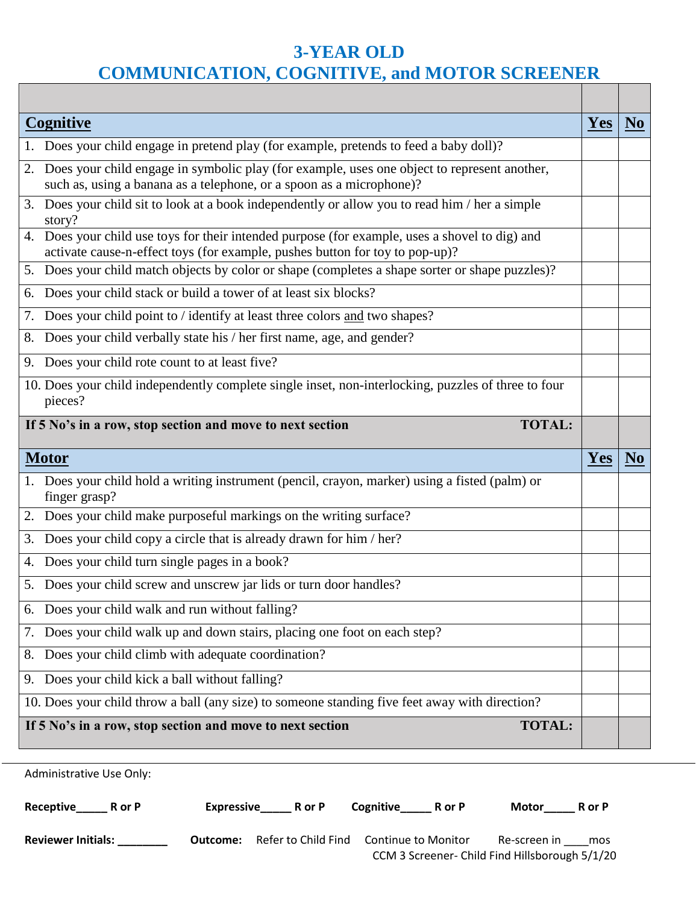# 3-YEAR OLD
# COMMUNICATION, COGNITIVE, and MOTOR SCREENER

| | | |
|---|---|---|
| **Cognitive** | **Yes** | **No** |
| 1. Does your child engage in pretend play (for example, pretends to feed a baby doll)? | | |
| 2. Does your child engage in symbolic play (for example, uses one object to represent another, such as, using a banana as a telephone, or a spoon as a microphone)? | | |
| 3. Does your child sit to look at a book independently or allow you to read him / her a simple story? | | |
| 4. Does your child use toys for their intended purpose (for example, uses a shovel to dig) and activate cause-n-effect toys (for example, pushes button for toy to pop-up)? | | |
| 5. Does your child match objects by color or shape (completes a shape sorter or shape puzzles)? | | |
| 6. Does your child stack or build a tower of at least six blocks? | | |
| 7. Does your child point to / identify at least three colors and two shapes? | | |
| 8. Does your child verbally state his / her first name, age, and gender? | | |
| 9. Does your child rote count to at least five? | | |
| 10. Does your child independently complete single inset, non-interlocking, puzzles of three to four pieces? | | |
| **If 5 No's in a row, stop section and move to next section TOTAL:** | | |
| **Motor** | **Yes** | **No** |
| 1. Does your child hold a writing instrument (pencil, crayon, marker) using a fisted (palm) or finger grasp? | | |
| 2. Does your child make purposeful markings on the writing surface? | | |
| 3. Does your child copy a circle that is already drawn for him / her? | | |
| 4. Does your child turn single pages in a book? | | |
| 5. Does your child screw and unscrew jar lids or turn door handles? | | |
| 6. Does your child walk and run without falling? | | |
| 7. Does your child walk up and down stairs, placing one foot on each step? | | |
| 8. Does your child climb with adequate coordination? | | |
| 9. Does your child kick a ball without falling? | | |
| 10. Does your child throw a ball (any size) to someone standing five feet away with direction? | | |
| **If 5 No's in a row, stop section and move to next section TOTAL:** | | |

Administrative Use Only:

**Receptive_____ R or P** **Expressive_____ R or P** **Cognitive_____ R or P** **Motor_____ R or P**

**Reviewer Initials: ________** **Outcome:** Refer to Child Find Continue to Monitor Re-screen in ____mos

CCM 3 Screener- Child Find Hillsborough 5/1/20